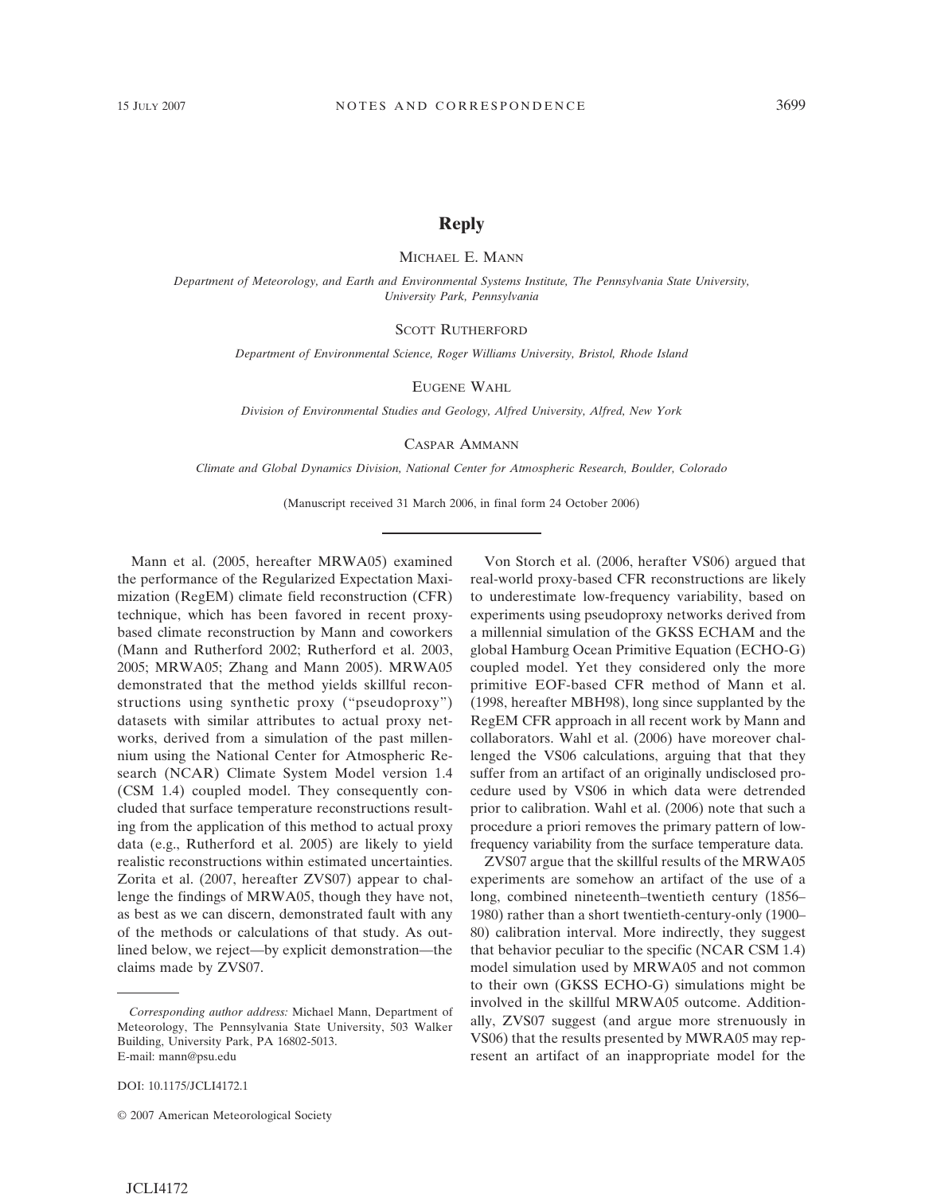# Reply

Michael E. Mann

*Department of Meteorology, and Earth and Environmental Systems Institute, The Pennsylvania State University, University Park, Pennsylvania*

Scott Rutherford

*Department of Environmental Science, Roger Williams University, Bristol, Rhode Island*

Eugene Wahl

*Division of Environmental Studies and Geology, Alfred University, Alfred, New York*

Caspar Ammann

*Climate and Global Dynamics Division, National Center for Atmospheric Research, Boulder, Colorado*

(Manuscript received 31 March 2006, in final form 24 October 2006)

Mann et al. (2005, hereafter MRWA05) examined the performance of the Regularized Expectation Maximization (RegEM) climate field reconstruction (CFR) technique, which has been favored in recent proxy-based climate reconstruction by Mann and coworkers (Mann and Rutherford 2002; Rutherford et al. 2003, 2005; MRWA05; Zhang and Mann 2005). MRWA05 demonstrated that the method yields skillful reconstructions using synthetic proxy ("pseudoproxy") datasets with similar attributes to actual proxy networks, derived from a simulation of the past millennium using the National Center for Atmospheric Research (NCAR) Climate System Model version 1.4 (CSM 1.4) coupled model. They consequently concluded that surface temperature reconstructions resulting from the application of this method to actual proxy data (e.g., Rutherford et al. 2005) are likely to yield realistic reconstructions within estimated uncertainties. Zorita et al. (2007, hereafter ZVS07) appear to challenge the findings of MRWA05, though they have not, as best as we can discern, demonstrated fault with any of the methods or calculations of that study. As outlined below, we reject—by explicit demonstration—the claims made by ZVS07.

Von Storch et al. (2006, herafter VS06) argued that real-world proxy-based CFR reconstructions are likely to underestimate low-frequency variability, based on experiments using pseudoproxy networks derived from a millennial simulation of the GKSS ECHAM and the global Hamburg Ocean Primitive Equation (ECHO-G) coupled model. Yet they considered only the more primitive EOF-based CFR method of Mann et al. (1998, hereafter MBH98), long since supplanted by the RegEM CFR approach in all recent work by Mann and collaborators. Wahl et al. (2006) have moreover challenged the VS06 calculations, arguing that that they suffer from an artifact of an originally undisclosed procedure used by VS06 in which data were detrended prior to calibration. Wahl et al. (2006) note that such a procedure a priori removes the primary pattern of low-frequency variability from the surface temperature data.

ZVS07 argue that the skillful results of the MRWA05 experiments are somehow an artifact of the use of a long, combined nineteenth–twentieth century (1856–1980) rather than a short twentieth-century-only (1900–80) calibration interval. More indirectly, they suggest that behavior peculiar to the specific (NCAR CSM 1.4) model simulation used by MRWA05 and not common to their own (GKSS ECHO-G) simulations might be involved in the skillful MRWA05 outcome. Additionally, ZVS07 suggest (and argue more strenuously in VS06) that the results presented by MWRA05 may represent an artifact of an inappropriate model for the

*Corresponding author address:* Michael Mann, Department of Meteorology, The Pennsylvania State University, 503 Walker Building, University Park, PA 16802-5013.
E-mail: mann@psu.edu

DOI: 10.1175/JCLI4172.1

© 2007 American Meteorological Society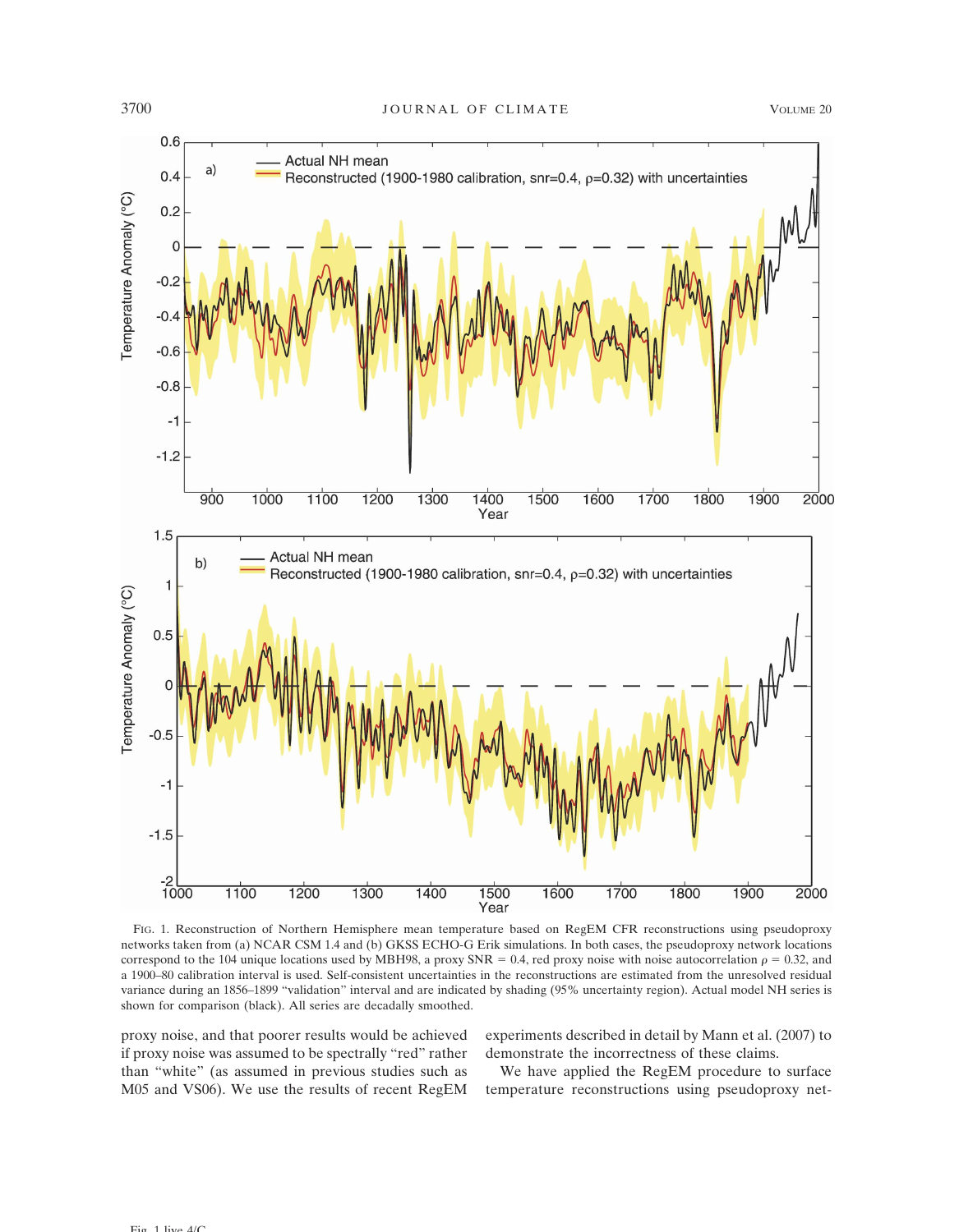FIG. 1. Reconstruction of Northern Hemisphere mean temperature based on RegEM CFR reconstructions using pseudoproxy networks taken from (a) NCAR CSM 1.4 and (b) GKSS ECHO-G Erik simulations. In both cases, the pseudoproxy network locations correspond to the 104 unique locations used by MBH98, a proxy SNR = 0.4, red proxy noise with noise autocorrelation $\rho = 0.32$, and a 1900–80 calibration interval is used. Self-consistent uncertainties in the reconstructions are estimated from the unresolved residual variance during an 1856–1899 "validation" interval and are indicated by shading (95% uncertainty region). Actual model NH series is shown for comparison (black). All series are decadally smoothed.

proxy noise, and that poorer results would be achieved if proxy noise was assumed to be spectrally "red" rather than "white" (as assumed in previous studies such as M05 and VS06). We use the results of recent RegEM experiments described in detail by Mann et al. (2007) to demonstrate the incorrectness of these claims.

We have applied the RegEM procedure to surface temperature reconstructions using pseudoproxy net-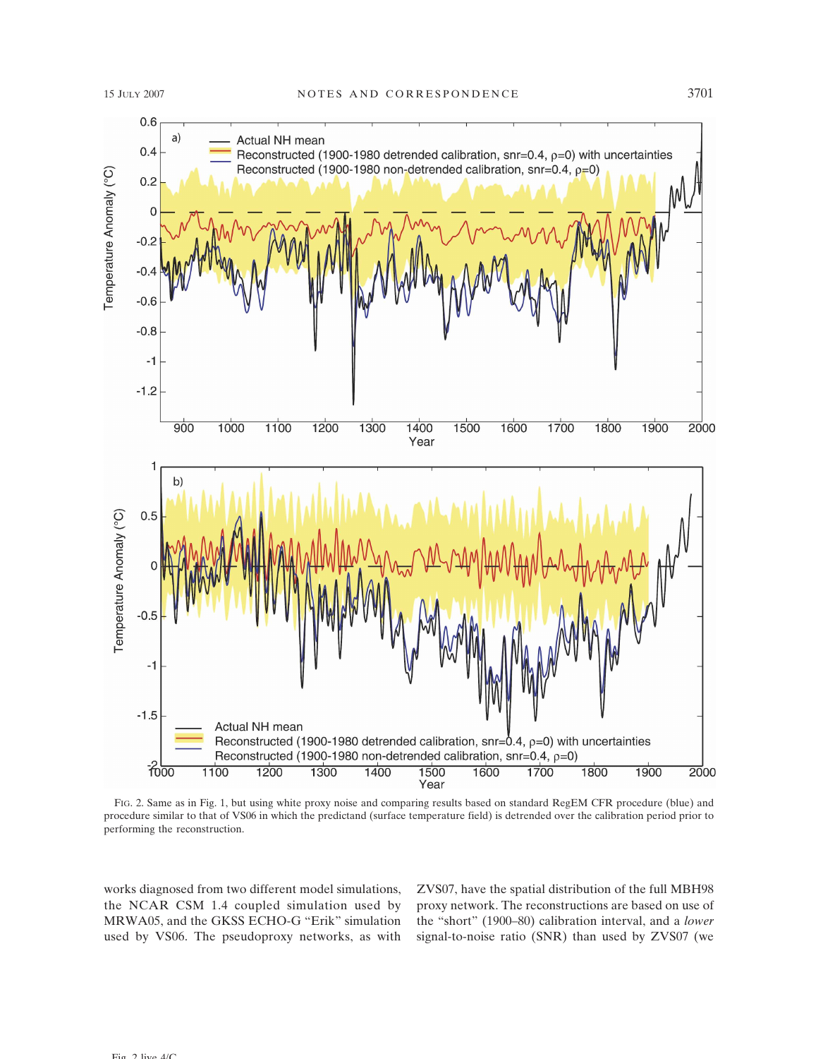FIG. 2. Same as in Fig. 1, but using white proxy noise and comparing results based on standard RegEM CFR procedure (blue) and procedure similar to that of VS06 in which the predictand (surface temperature field) is detrended over the calibration period prior to performing the reconstruction.

works diagnosed from two different model simulations, the NCAR CSM 1.4 coupled simulation used by MRWA05, and the GKSS ECHO-G "Erik" simulation used by VS06. The pseudoproxy networks, as with ZVS07, have the spatial distribution of the full MBH98 proxy network. The reconstructions are based on use of the "short" (1900–80) calibration interval, and a *lower* signal-to-noise ratio (SNR) than used by ZVS07 (we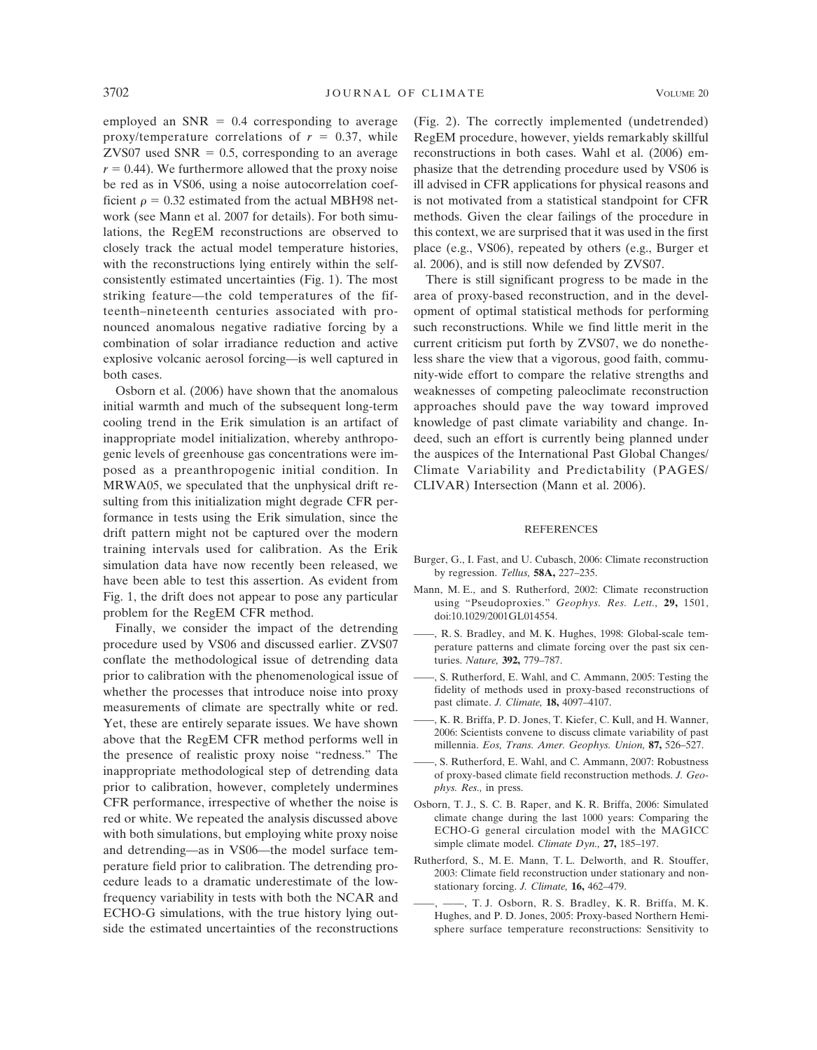employed an SNR = 0.4 corresponding to average proxy/temperature correlations of $r = 0.37$, while ZVS07 used SNR = 0.5, corresponding to an average $r = 0.44$). We furthermore allowed that the proxy noise be red as in VS06, using a noise autocorrelation coefficient $\rho = 0.32$ estimated from the actual MBH98 network (see Mann et al. 2007 for details). For both simulations, the RegEM reconstructions are observed to closely track the actual model temperature histories, with the reconstructions lying entirely within the self-consistently estimated uncertainties (Fig. 1). The most striking feature—the cold temperatures of the fifteenth–nineteenth centuries associated with pronounced anomalous negative radiative forcing by a combination of solar irradiance reduction and active explosive volcanic aerosol forcing—is well captured in both cases.

Osborn et al. (2006) have shown that the anomalous initial warmth and much of the subsequent long-term cooling trend in the Erik simulation is an artifact of inappropriate model initialization, whereby anthropogenic levels of greenhouse gas concentrations were imposed as a preanthropogenic initial condition. In MRWA05, we speculated that the unphysical drift resulting from this initialization might degrade CFR performance in tests using the Erik simulation, since the drift pattern might not be captured over the modern training intervals used for calibration. As the Erik simulation data have now recently been released, we have been able to test this assertion. As evident from Fig. 1, the drift does not appear to pose any particular problem for the RegEM CFR method.

Finally, we consider the impact of the detrending procedure used by VS06 and discussed earlier. ZVS07 conflate the methodological issue of detrending data prior to calibration with the phenomenological issue of whether the processes that introduce noise into proxy measurements of climate are spectrally white or red. Yet, these are entirely separate issues. We have shown above that the RegEM CFR method performs well in the presence of realistic proxy noise "redness." The inappropriate methodological step of detrending data prior to calibration, however, completely undermines CFR performance, irrespective of whether the noise is red or white. We repeated the analysis discussed above with both simulations, but employing white proxy noise and detrending—as in VS06—the model surface temperature field prior to calibration. The detrending procedure leads to a dramatic underestimate of the low-frequency variability in tests with both the NCAR and ECHO-G simulations, with the true history lying outside the estimated uncertainties of the reconstructions (Fig. 2). The correctly implemented (undetrended) RegEM procedure, however, yields remarkably skillful reconstructions in both cases. Wahl et al. (2006) emphasize that the detrending procedure used by VS06 is ill advised in CFR applications for physical reasons and is not motivated from a statistical standpoint for CFR methods. Given the clear failings of the procedure in this context, we are surprised that it was used in the first place (e.g., VS06), repeated by others (e.g., Burger et al. 2006), and is still now defended by ZVS07.

There is still significant progress to be made in the area of proxy-based reconstruction, and in the development of optimal statistical methods for performing such reconstructions. While we find little merit in the current criticism put forth by ZVS07, we do nonetheless share the view that a vigorous, good faith, community-wide effort to compare the relative strengths and weaknesses of competing paleoclimate reconstruction approaches should pave the way toward improved knowledge of past climate variability and change. Indeed, such an effort is currently being planned under the auspices of the International Past Global Changes/Climate Variability and Predictability (PAGES/CLIVAR) Intersection (Mann et al. 2006).

## REFERENCES

Burger, G., I. Fast, and U. Cubasch, 2006: Climate reconstruction by regression. *Tellus,* **58A,** 227–235.

Mann, M. E., and S. Rutherford, 2002: Climate reconstruction using "Pseudoproxies." *Geophys. Res. Lett.,* **29,** 1501, doi:10.1029/2001GL014554.

——, R. S. Bradley, and M. K. Hughes, 1998: Global-scale temperature patterns and climate forcing over the past six centuries. *Nature,* **392,** 779–787.

——, S. Rutherford, E. Wahl, and C. Ammann, 2005: Testing the fidelity of methods used in proxy-based reconstructions of past climate. *J. Climate,* **18,** 4097–4107.

——, K. R. Briffa, P. D. Jones, T. Kiefer, C. Kull, and H. Wanner, 2006: Scientists convene to discuss climate variability of past millennia. *Eos, Trans. Amer. Geophys. Union,* **87,** 526–527.

——, S. Rutherford, E. Wahl, and C. Ammann, 2007: Robustness of proxy-based climate field reconstruction methods. *J. Geophys. Res.,* in press.

Osborn, T. J., S. C. B. Raper, and K. R. Briffa, 2006: Simulated climate change during the last 1000 years: Comparing the ECHO-G general circulation model with the MAGICC simple climate model. *Climate Dyn.,* **27,** 185–197.

Rutherford, S., M. E. Mann, T. L. Delworth, and R. Stouffer, 2003: Climate field reconstruction under stationary and nonstationary forcing. *J. Climate,* **16,** 462–479.

——, ——, T. J. Osborn, R. S. Bradley, K. R. Briffa, M. K. Hughes, and P. D. Jones, 2005: Proxy-based Northern Hemisphere surface temperature reconstructions: Sensitivity to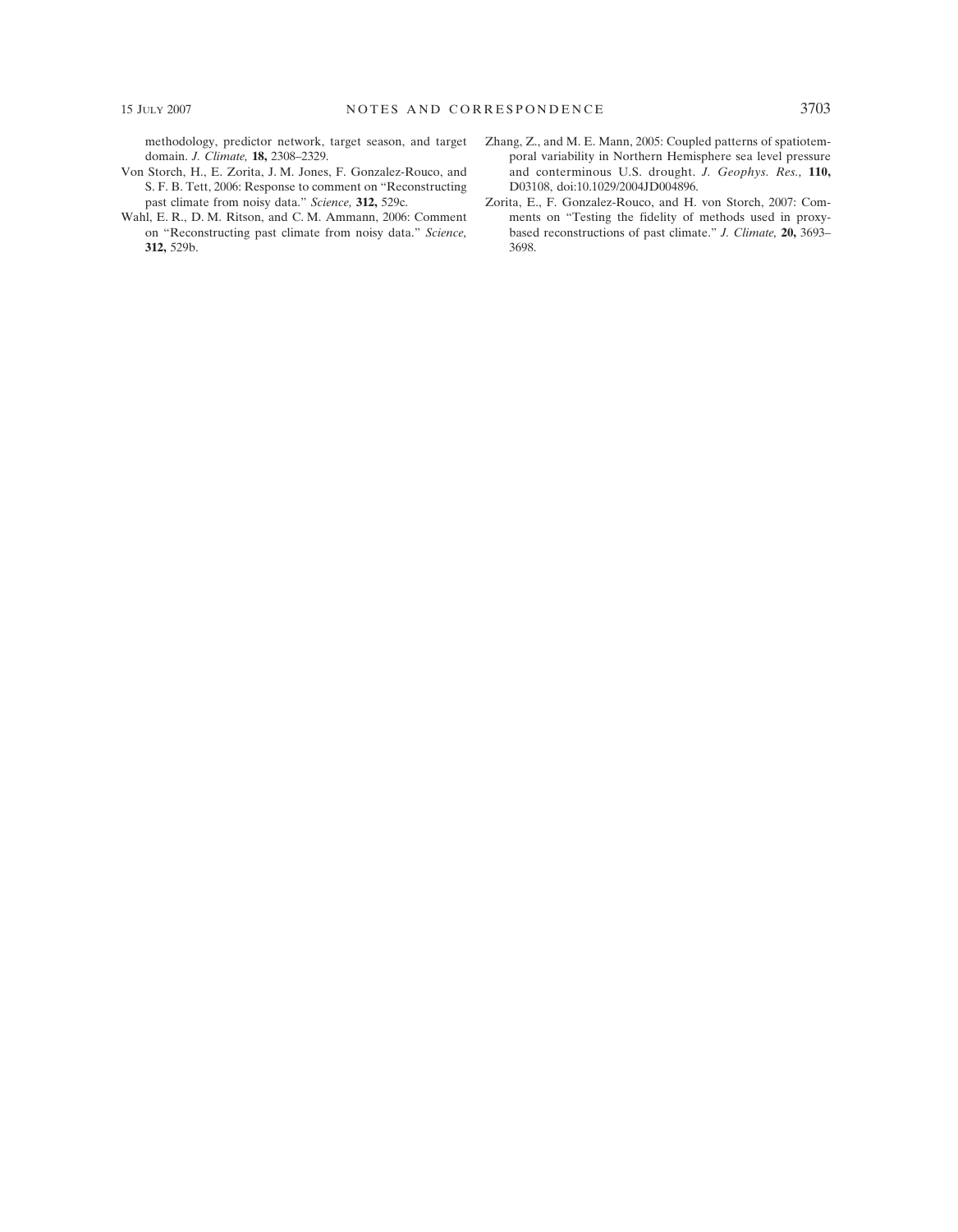methodology, predictor network, target season, and target domain. *J. Climate,* **18,** 2308–2329.

Von Storch, H., E. Zorita, J. M. Jones, F. Gonzalez-Rouco, and S. F. B. Tett, 2006: Response to comment on "Reconstructing past climate from noisy data." *Science,* **312,** 529c.

Wahl, E. R., D. M. Ritson, and C. M. Ammann, 2006: Comment on "Reconstructing past climate from noisy data." *Science,* **312,** 529b.

Zhang, Z., and M. E. Mann, 2005: Coupled patterns of spatiotemporal variability in Northern Hemisphere sea level pressure and conterminous U.S. drought. *J. Geophys. Res.,* **110,** D03108, doi:10.1029/2004JD004896.

Zorita, E., F. Gonzalez-Rouco, and H. von Storch, 2007: Comments on "Testing the fidelity of methods used in proxy-based reconstructions of past climate." *J. Climate,* **20,** 3693–3698.